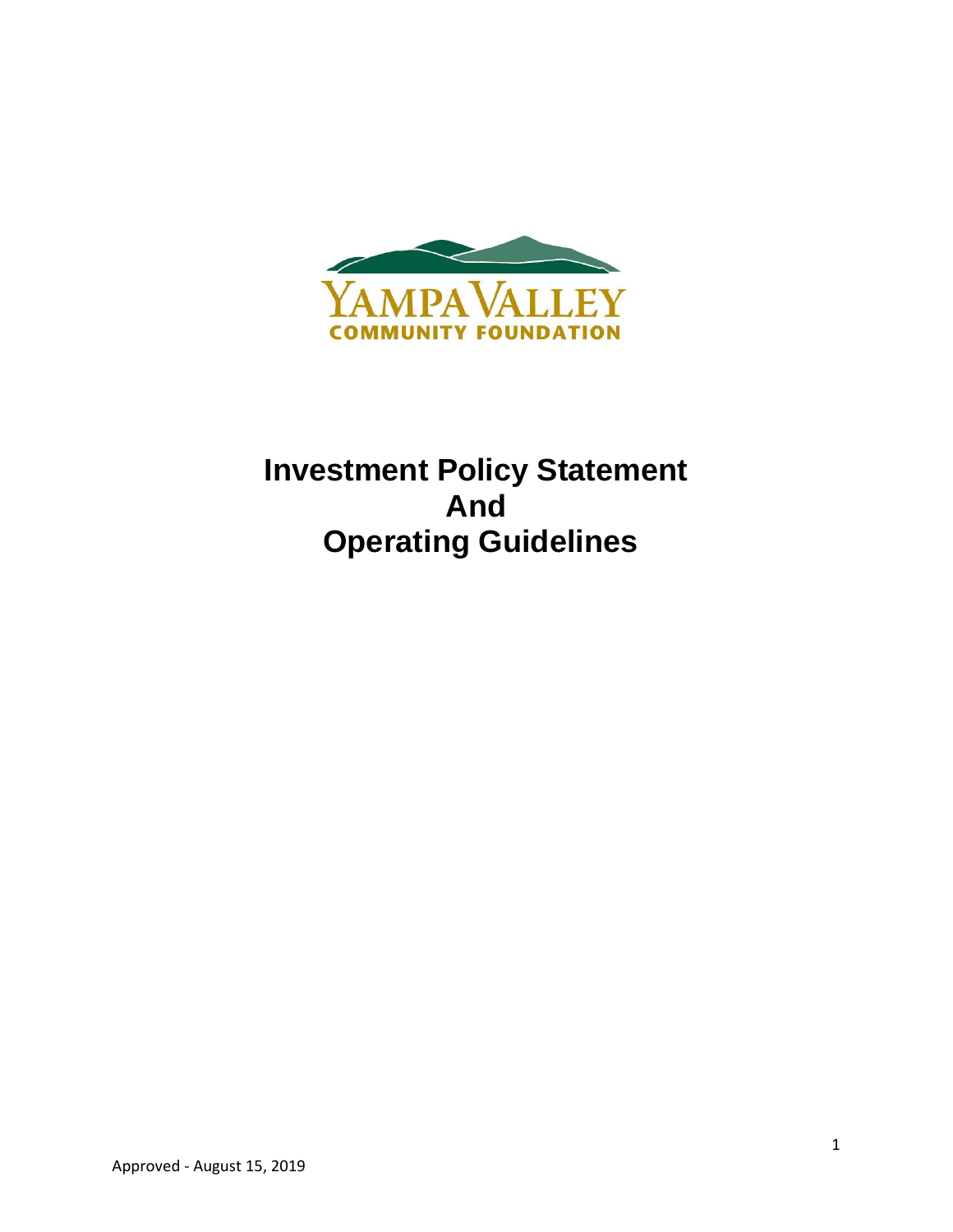YAMPA VALLEY
COMMUNITY FOUNDATION

# Investment Policy Statement And Operating Guidelines

Approved - August 15, 2019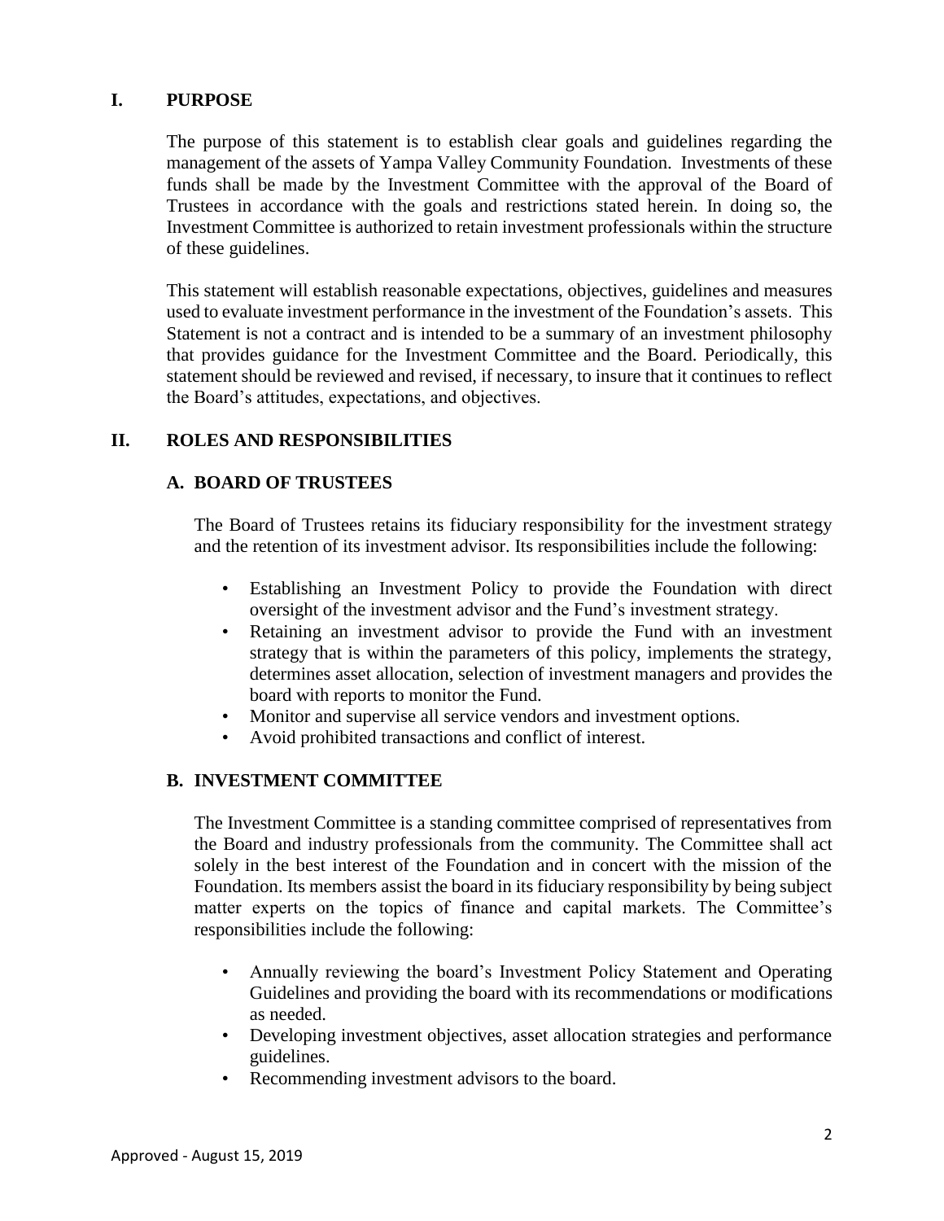## I. PURPOSE

The purpose of this statement is to establish clear goals and guidelines regarding the management of the assets of Yampa Valley Community Foundation. Investments of these funds shall be made by the Investment Committee with the approval of the Board of Trustees in accordance with the goals and restrictions stated herein. In doing so, the Investment Committee is authorized to retain investment professionals within the structure of these guidelines.

This statement will establish reasonable expectations, objectives, guidelines and measures used to evaluate investment performance in the investment of the Foundation's assets. This Statement is not a contract and is intended to be a summary of an investment philosophy that provides guidance for the Investment Committee and the Board. Periodically, this statement should be reviewed and revised, if necessary, to insure that it continues to reflect the Board's attitudes, expectations, and objectives.

## II. ROLES AND RESPONSIBILITIES

### A. BOARD OF TRUSTEES

The Board of Trustees retains its fiduciary responsibility for the investment strategy and the retention of its investment advisor. Its responsibilities include the following:

- Establishing an Investment Policy to provide the Foundation with direct oversight of the investment advisor and the Fund's investment strategy.
- Retaining an investment advisor to provide the Fund with an investment strategy that is within the parameters of this policy, implements the strategy, determines asset allocation, selection of investment managers and provides the board with reports to monitor the Fund.
- Monitor and supervise all service vendors and investment options.
- Avoid prohibited transactions and conflict of interest.

### B. INVESTMENT COMMITTEE

The Investment Committee is a standing committee comprised of representatives from the Board and industry professionals from the community. The Committee shall act solely in the best interest of the Foundation and in concert with the mission of the Foundation. Its members assist the board in its fiduciary responsibility by being subject matter experts on the topics of finance and capital markets. The Committee's responsibilities include the following:

- Annually reviewing the board's Investment Policy Statement and Operating Guidelines and providing the board with its recommendations or modifications as needed.
- Developing investment objectives, asset allocation strategies and performance guidelines.
- Recommending investment advisors to the board.

Approved - August 15, 2019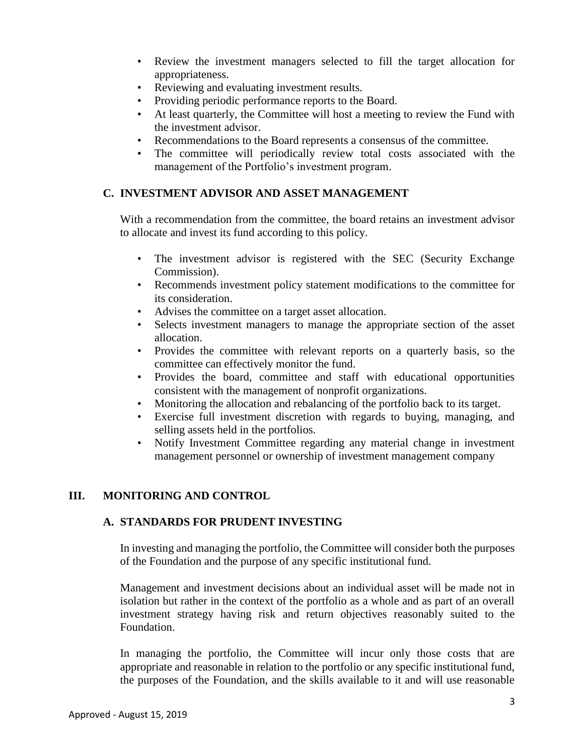- Review the investment managers selected to fill the target allocation for appropriateness.
- Reviewing and evaluating investment results.
- Providing periodic performance reports to the Board.
- At least quarterly, the Committee will host a meeting to review the Fund with the investment advisor.
- Recommendations to the Board represents a consensus of the committee.
- The committee will periodically review total costs associated with the management of the Portfolio's investment program.

### C. INVESTMENT ADVISOR AND ASSET MANAGEMENT

With a recommendation from the committee, the board retains an investment advisor to allocate and invest its fund according to this policy.

- The investment advisor is registered with the SEC (Security Exchange Commission).
- Recommends investment policy statement modifications to the committee for its consideration.
- Advises the committee on a target asset allocation.
- Selects investment managers to manage the appropriate section of the asset allocation.
- Provides the committee with relevant reports on a quarterly basis, so the committee can effectively monitor the fund.
- Provides the board, committee and staff with educational opportunities consistent with the management of nonprofit organizations.
- Monitoring the allocation and rebalancing of the portfolio back to its target.
- Exercise full investment discretion with regards to buying, managing, and selling assets held in the portfolios.
- Notify Investment Committee regarding any material change in investment management personnel or ownership of investment management company

## III. MONITORING AND CONTROL

### A. STANDARDS FOR PRUDENT INVESTING

In investing and managing the portfolio, the Committee will consider both the purposes of the Foundation and the purpose of any specific institutional fund.

Management and investment decisions about an individual asset will be made not in isolation but rather in the context of the portfolio as a whole and as part of an overall investment strategy having risk and return objectives reasonably suited to the Foundation.

In managing the portfolio, the Committee will incur only those costs that are appropriate and reasonable in relation to the portfolio or any specific institutional fund, the purposes of the Foundation, and the skills available to it and will use reasonable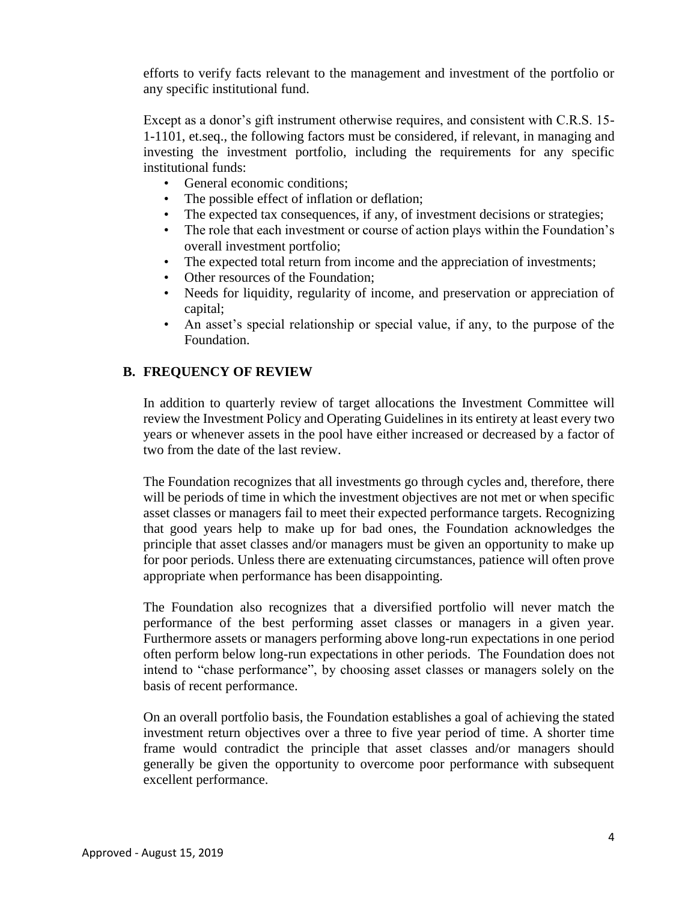efforts to verify facts relevant to the management and investment of the portfolio or any specific institutional fund.

Except as a donor's gift instrument otherwise requires, and consistent with C.R.S. 15-1-1101, et.seq., the following factors must be considered, if relevant, in managing and investing the investment portfolio, including the requirements for any specific institutional funds:

- General economic conditions;
- The possible effect of inflation or deflation;
- The expected tax consequences, if any, of investment decisions or strategies;
- The role that each investment or course of action plays within the Foundation's overall investment portfolio;
- The expected total return from income and the appreciation of investments;
- Other resources of the Foundation;
- Needs for liquidity, regularity of income, and preservation or appreciation of capital;
- An asset's special relationship or special value, if any, to the purpose of the Foundation.

## B. FREQUENCY OF REVIEW

In addition to quarterly review of target allocations the Investment Committee will review the Investment Policy and Operating Guidelines in its entirety at least every two years or whenever assets in the pool have either increased or decreased by a factor of two from the date of the last review.

The Foundation recognizes that all investments go through cycles and, therefore, there will be periods of time in which the investment objectives are not met or when specific asset classes or managers fail to meet their expected performance targets. Recognizing that good years help to make up for bad ones, the Foundation acknowledges the principle that asset classes and/or managers must be given an opportunity to make up for poor periods. Unless there are extenuating circumstances, patience will often prove appropriate when performance has been disappointing.

The Foundation also recognizes that a diversified portfolio will never match the performance of the best performing asset classes or managers in a given year. Furthermore assets or managers performing above long-run expectations in one period often perform below long-run expectations in other periods. The Foundation does not intend to "chase performance", by choosing asset classes or managers solely on the basis of recent performance.

On an overall portfolio basis, the Foundation establishes a goal of achieving the stated investment return objectives over a three to five year period of time. A shorter time frame would contradict the principle that asset classes and/or managers should generally be given the opportunity to overcome poor performance with subsequent excellent performance.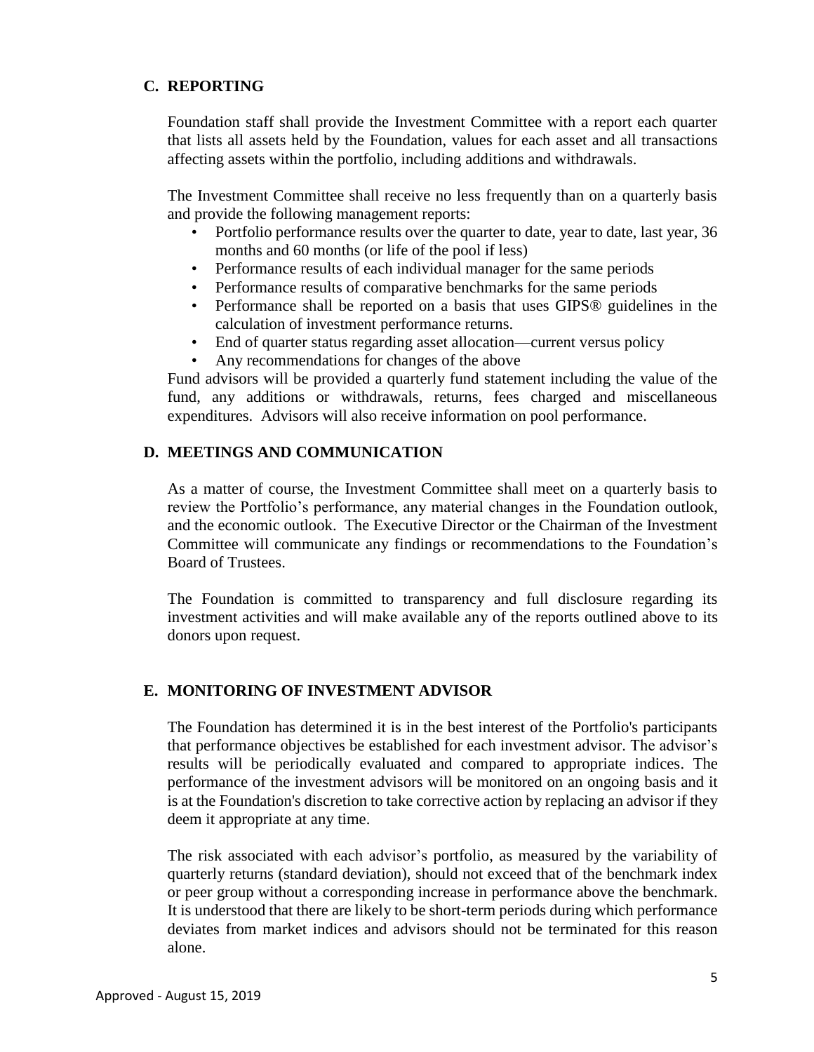## C. REPORTING

Foundation staff shall provide the Investment Committee with a report each quarter that lists all assets held by the Foundation, values for each asset and all transactions affecting assets within the portfolio, including additions and withdrawals.

The Investment Committee shall receive no less frequently than on a quarterly basis and provide the following management reports:

- Portfolio performance results over the quarter to date, year to date, last year, 36 months and 60 months (or life of the pool if less)
- Performance results of each individual manager for the same periods
- Performance results of comparative benchmarks for the same periods
- Performance shall be reported on a basis that uses GIPS® guidelines in the calculation of investment performance returns.
- End of quarter status regarding asset allocation—current versus policy
- Any recommendations for changes of the above

Fund advisors will be provided a quarterly fund statement including the value of the fund, any additions or withdrawals, returns, fees charged and miscellaneous expenditures. Advisors will also receive information on pool performance.

## D. MEETINGS AND COMMUNICATION

As a matter of course, the Investment Committee shall meet on a quarterly basis to review the Portfolio's performance, any material changes in the Foundation outlook, and the economic outlook. The Executive Director or the Chairman of the Investment Committee will communicate any findings or recommendations to the Foundation's Board of Trustees.

The Foundation is committed to transparency and full disclosure regarding its investment activities and will make available any of the reports outlined above to its donors upon request.

## E. MONITORING OF INVESTMENT ADVISOR

The Foundation has determined it is in the best interest of the Portfolio's participants that performance objectives be established for each investment advisor. The advisor's results will be periodically evaluated and compared to appropriate indices. The performance of the investment advisors will be monitored on an ongoing basis and it is at the Foundation's discretion to take corrective action by replacing an advisor if they deem it appropriate at any time.

The risk associated with each advisor's portfolio, as measured by the variability of quarterly returns (standard deviation), should not exceed that of the benchmark index or peer group without a corresponding increase in performance above the benchmark. It is understood that there are likely to be short-term periods during which performance deviates from market indices and advisors should not be terminated for this reason alone.

Approved - August 15, 2019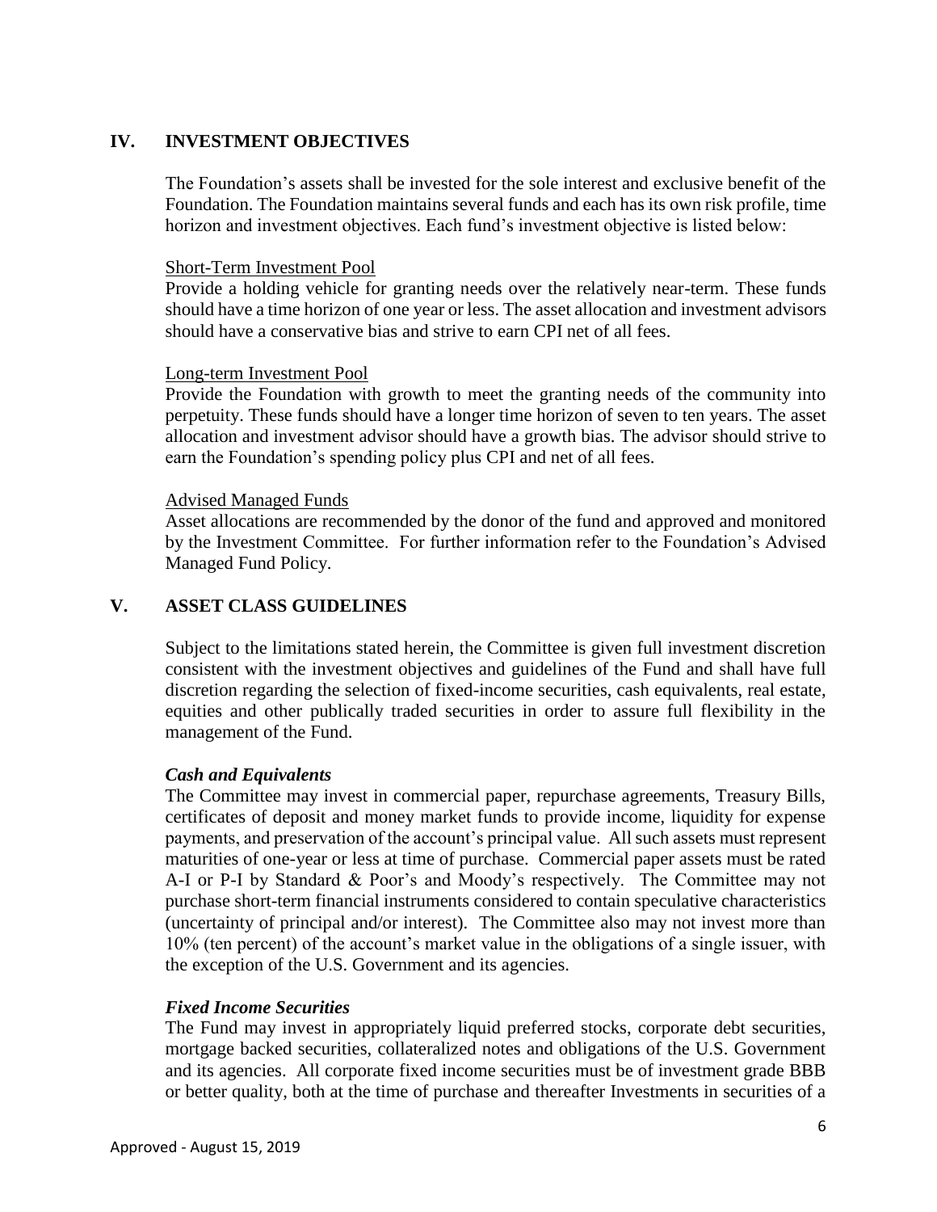## IV. INVESTMENT OBJECTIVES

The Foundation's assets shall be invested for the sole interest and exclusive benefit of the Foundation. The Foundation maintains several funds and each has its own risk profile, time horizon and investment objectives. Each fund's investment objective is listed below:

<u>Short-Term Investment Pool</u>
Provide a holding vehicle for granting needs over the relatively near-term. These funds should have a time horizon of one year or less. The asset allocation and investment advisors should have a conservative bias and strive to earn CPI net of all fees.

<u>Long-term Investment Pool</u>
Provide the Foundation with growth to meet the granting needs of the community into perpetuity. These funds should have a longer time horizon of seven to ten years. The asset allocation and investment advisor should have a growth bias. The advisor should strive to earn the Foundation's spending policy plus CPI and net of all fees.

<u>Advised Managed Funds</u>
Asset allocations are recommended by the donor of the fund and approved and monitored by the Investment Committee. For further information refer to the Foundation's Advised Managed Fund Policy.

## V. ASSET CLASS GUIDELINES

Subject to the limitations stated herein, the Committee is given full investment discretion consistent with the investment objectives and guidelines of the Fund and shall have full discretion regarding the selection of fixed-income securities, cash equivalents, real estate, equities and other publically traded securities in order to assure full flexibility in the management of the Fund.

***Cash and Equivalents***
The Committee may invest in commercial paper, repurchase agreements, Treasury Bills, certificates of deposit and money market funds to provide income, liquidity for expense payments, and preservation of the account's principal value. All such assets must represent maturities of one-year or less at time of purchase. Commercial paper assets must be rated A-I or P-I by Standard & Poor's and Moody's respectively. The Committee may not purchase short-term financial instruments considered to contain speculative characteristics (uncertainty of principal and/or interest). The Committee also may not invest more than 10% (ten percent) of the account's market value in the obligations of a single issuer, with the exception of the U.S. Government and its agencies.

***Fixed Income Securities***
The Fund may invest in appropriately liquid preferred stocks, corporate debt securities, mortgage backed securities, collateralized notes and obligations of the U.S. Government and its agencies. All corporate fixed income securities must be of investment grade BBB or better quality, both at the time of purchase and thereafter Investments in securities of a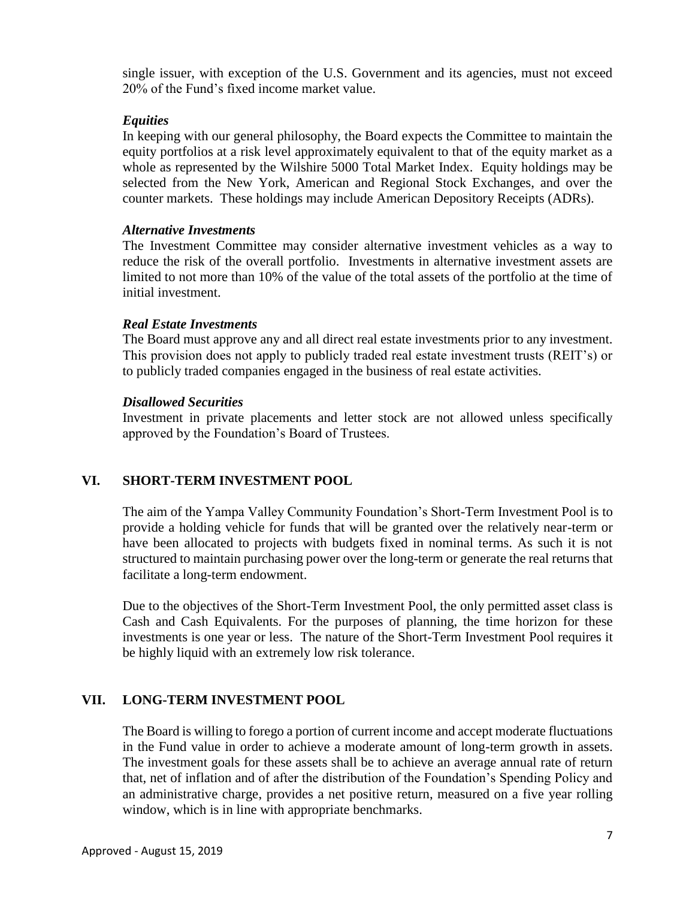single issuer, with exception of the U.S. Government and its agencies, must not exceed 20% of the Fund's fixed income market value.

***Equities***

In keeping with our general philosophy, the Board expects the Committee to maintain the equity portfolios at a risk level approximately equivalent to that of the equity market as a whole as represented by the Wilshire 5000 Total Market Index. Equity holdings may be selected from the New York, American and Regional Stock Exchanges, and over the counter markets. These holdings may include American Depository Receipts (ADRs).

***Alternative Investments***

The Investment Committee may consider alternative investment vehicles as a way to reduce the risk of the overall portfolio. Investments in alternative investment assets are limited to not more than 10% of the value of the total assets of the portfolio at the time of initial investment.

***Real Estate Investments***

The Board must approve any and all direct real estate investments prior to any investment. This provision does not apply to publicly traded real estate investment trusts (REIT's) or to publicly traded companies engaged in the business of real estate activities.

***Disallowed Securities***

Investment in private placements and letter stock are not allowed unless specifically approved by the Foundation's Board of Trustees.

## VI. SHORT-TERM INVESTMENT POOL

The aim of the Yampa Valley Community Foundation's Short-Term Investment Pool is to provide a holding vehicle for funds that will be granted over the relatively near-term or have been allocated to projects with budgets fixed in nominal terms. As such it is not structured to maintain purchasing power over the long-term or generate the real returns that facilitate a long-term endowment.

Due to the objectives of the Short-Term Investment Pool, the only permitted asset class is Cash and Cash Equivalents. For the purposes of planning, the time horizon for these investments is one year or less. The nature of the Short-Term Investment Pool requires it be highly liquid with an extremely low risk tolerance.

## VII. LONG-TERM INVESTMENT POOL

The Board is willing to forego a portion of current income and accept moderate fluctuations in the Fund value in order to achieve a moderate amount of long-term growth in assets. The investment goals for these assets shall be to achieve an average annual rate of return that, net of inflation and of after the distribution of the Foundation's Spending Policy and an administrative charge, provides a net positive return, measured on a five year rolling window, which is in line with appropriate benchmarks.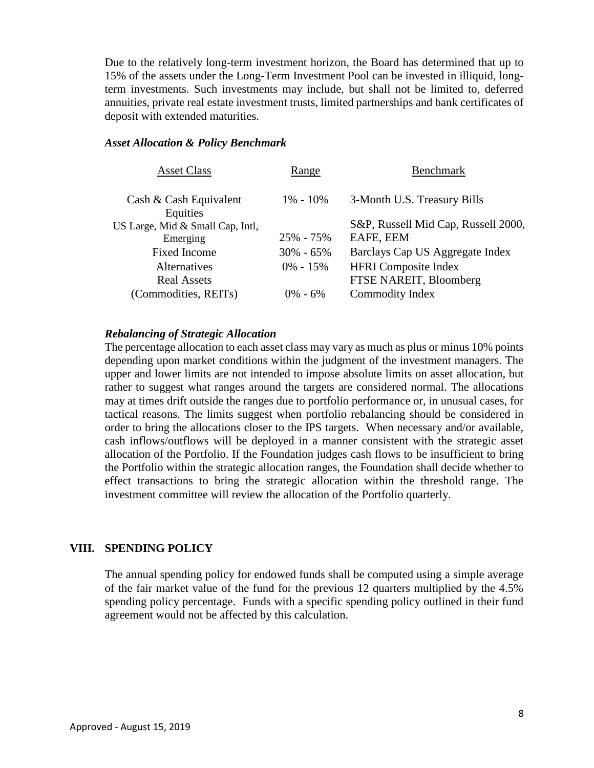Due to the relatively long-term investment horizon, the Board has determined that up to 15% of the assets under the Long-Term Investment Pool can be invested in illiquid, long-term investments. Such investments may include, but shall not be limited to, deferred annuities, private real estate investment trusts, limited partnerships and bank certificates of deposit with extended maturities.

***Asset Allocation & Policy Benchmark***

| Asset Class | Range | Benchmark |
|---|---|---|
| Cash & Cash Equivalent | 1% - 10% | 3-Month U.S. Treasury Bills |
| Equities<br>US Large, Mid & Small Cap, Intl, Emerging | 25% - 75% | S&P, Russell Mid Cap, Russell 2000, EAFE, EEM |
| Fixed Income | 30% - 65% | Barclays Cap US Aggregate Index |
| Alternatives | 0% - 15% | HFRI Composite Index |
| Real Assets (Commodities, REITs) | 0% - 6% | FTSE NAREIT, Bloomberg Commodity Index |

***Rebalancing of Strategic Allocation***

The percentage allocation to each asset class may vary as much as plus or minus 10% points depending upon market conditions within the judgment of the investment managers. The upper and lower limits are not intended to impose absolute limits on asset allocation, but rather to suggest what ranges around the targets are considered normal. The allocations may at times drift outside the ranges due to portfolio performance or, in unusual cases, for tactical reasons. The limits suggest when portfolio rebalancing should be considered in order to bring the allocations closer to the IPS targets. When necessary and/or available, cash inflows/outflows will be deployed in a manner consistent with the strategic asset allocation of the Portfolio. If the Foundation judges cash flows to be insufficient to bring the Portfolio within the strategic allocation ranges, the Foundation shall decide whether to effect transactions to bring the strategic allocation within the threshold range. The investment committee will review the allocation of the Portfolio quarterly.

## VIII. SPENDING POLICY

The annual spending policy for endowed funds shall be computed using a simple average of the fair market value of the fund for the previous 12 quarters multiplied by the 4.5% spending policy percentage. Funds with a specific spending policy outlined in their fund agreement would not be affected by this calculation.

Approved - August 15, 2019